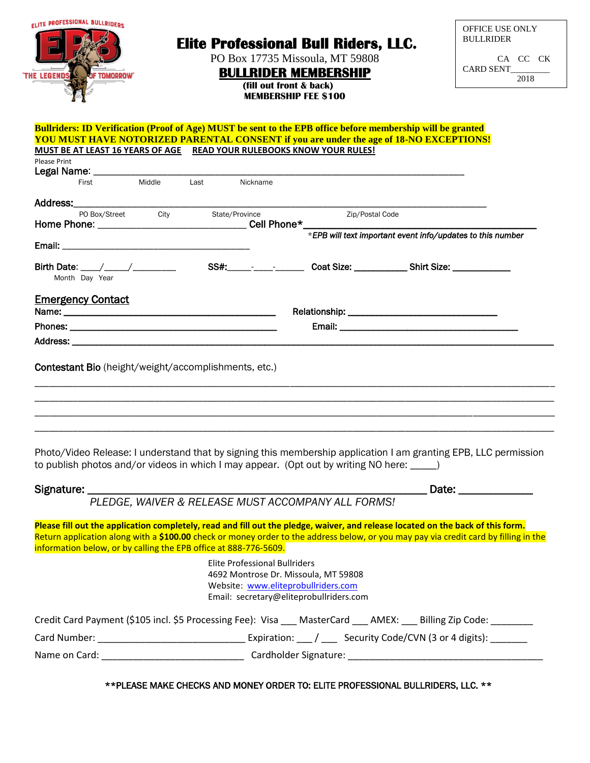ELITE PROFESSIONAL BULLRIDERS
EPB
"THE LEGENDS OF TOMORROW"

# Elite Professional Bull Riders, LLC.

PO Box 17735 Missoula, MT 59808

## BULLRIDER MEMBERSHIP

**(fill out front & back)**
**MEMBERSHIP FEE $100**

OFFICE USE ONLY
BULLRIDER

CA CC CK
CARD SENT________
2018

**Bullriders: ID Verification (Proof of Age) MUST be sent to the EPB office before membership will be granted**
**YOU MUST HAVE NOTORIZED PARENTAL CONSENT if you are under the age of 18-NO EXCEPTIONS!**
**MUST BE AT LEAST 16 YEARS OF AGE** **READ YOUR RULEBOOKS KNOW YOUR RULES!**

Please Print
Legal Name: ____________________________________________________________
First Middle Last Nickname

Address:________________________________________________________________
PO Box/Street City State/Province Zip/Postal Code

Home Phone: ______________________ Cell Phone*________________________________
*EPB will text important event info/updates to this number*

Email: ______________________________

Birth Date: ___/____/_______ SS#:____-___-_____ Coat Size: _________ Shirt Size: _________
Month Day Year

### Emergency Contact

Name: ________________________________ Relationship: ______________________

Phones: ________________________________ Email: ___________________________

Address: _______________________________________________________________

Contestant Bio (height/weight/accomplishments, etc.)

________________________________________________________________________
________________________________________________________________________
________________________________________________________________________
________________________________________________________________________

Photo/Video Release: I understand that by signing this membership application I am granting EPB, LLC permission to publish photos and/or videos in which I may appear. (Opt out by writing NO here: _____)

Signature: ___________________________________________________ Date: ___________

*PLEDGE, WAIVER & RELEASE MUST ACCOMPANY ALL FORMS!*

**Please fill out the application completely, read and fill out the pledge, waiver, and release located on the back of this form.**
Return application along with a **$100.00** check or money order to the address below, or you may pay via credit card by filling in the information below, or by calling the EPB office at 888-776-5609.

Elite Professional Bullriders
4692 Montrose Dr. Missoula, MT 59808
Website: www.eliteprobullriders.com
Email: secretary@eliteprobullriders.com

Credit Card Payment ($105 incl. $5 Processing Fee): Visa ___ MasterCard ___ AMEX: ___ Billing Zip Code: ________

Card Number: ________________________ Expiration: ___ / ___ Security Code/CVN (3 or 4 digits): _______

Name on Card: _______________________ Cardholder Signature: ________________________________

**\*\*PLEASE MAKE CHECKS AND MONEY ORDER TO: ELITE PROFESSIONAL BULLRIDERS, LLC. \*\***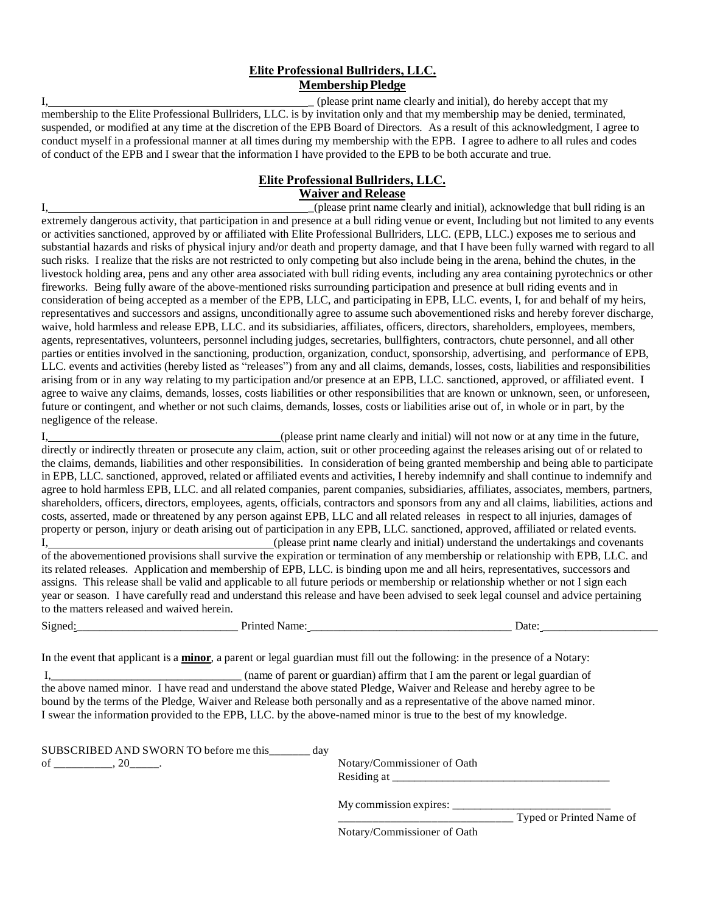**Elite Professional Bullriders, LLC.**
**Membership Pledge**

I,_______________________________________________ (please print name clearly and initial), do hereby accept that my membership to the Elite Professional Bullriders, LLC. is by invitation only and that my membership may be denied, terminated, suspended, or modified at any time at the discretion of the EPB Board of Directors. As a result of this acknowledgment, I agree to conduct myself in a professional manner at all times during my membership with the EPB. I agree to adhere to all rules and codes of conduct of the EPB and I swear that the information I have provided to the EPB to be both accurate and true.

**Elite Professional Bullriders, LLC.**
**Waiver and Release**

I,_______________________________________________(please print name clearly and initial), acknowledge that bull riding is an extremely dangerous activity, that participation in and presence at a bull riding venue or event, Including but not limited to any events or activities sanctioned, approved by or affiliated with Elite Professional Bullriders, LLC. (EPB, LLC.) exposes me to serious and substantial hazards and risks of physical injury and/or death and property damage, and that I have been fully warned with regard to all such risks. I realize that the risks are not restricted to only competing but also include being in the arena, behind the chutes, in the livestock holding area, pens and any other area associated with bull riding events, including any area containing pyrotechnics or other fireworks. Being fully aware of the above-mentioned risks surrounding participation and presence at bull riding events and in consideration of being accepted as a member of the EPB, LLC, and participating in EPB, LLC. events, I, for and behalf of my heirs, representatives and successors and assigns, unconditionally agree to assume such abovementioned risks and hereby forever discharge, waive, hold harmless and release EPB, LLC. and its subsidiaries, affiliates, officers, directors, shareholders, employees, members, agents, representatives, volunteers, personnel including judges, secretaries, bullfighters, contractors, chute personnel, and all other parties or entities involved in the sanctioning, production, organization, conduct, sponsorship, advertising, and performance of EPB, LLC. events and activities (hereby listed as "releases") from any and all claims, demands, losses, costs, liabilities and responsibilities arising from or in any way relating to my participation and/or presence at an EPB, LLC. sanctioned, approved, or affiliated event. I agree to waive any claims, demands, losses, costs liabilities or other responsibilities that are known or unknown, seen, or unforeseen, future or contingent, and whether or not such claims, demands, losses, costs or liabilities arise out of, in whole or in part, by the negligence of the release.

I,_________________________________________(please print name clearly and initial) will not now or at any time in the future, directly or indirectly threaten or prosecute any claim, action, suit or other proceeding against the releases arising out of or related to the claims, demands, liabilities and other responsibilities. In consideration of being granted membership and being able to participate in EPB, LLC. sanctioned, approved, related or affiliated events and activities, I hereby indemnify and shall continue to indemnify and agree to hold harmless EPB, LLC. and all related companies, parent companies, subsidiaries, affiliates, associates, members, partners, shareholders, officers, directors, employees, agents, officials, contractors and sponsors from any and all claims, liabilities, actions and costs, asserted, made or threatened by any person against EPB, LLC and all related releases in respect to all injuries, damages of property or person, injury or death arising out of participation in any EPB, LLC. sanctioned, approved, affiliated or related events.
I,_______________________________________(please print name clearly and initial) understand the undertakings and covenants of the abovementioned provisions shall survive the expiration or termination of any membership or relationship with EPB, LLC. and its related releases. Application and membership of EPB, LLC. is binding upon me and all heirs, representatives, successors and assigns. This release shall be valid and applicable to all future periods or membership or relationship whether or not I sign each year or season. I have carefully read and understand this release and have been advised to seek legal counsel and advice pertaining to the matters released and waived herein.

Signed:____________________________ Printed Name:___________________________________ Date:____________________

In the event that applicant is a **minor**, a parent or legal guardian must fill out the following: in the presence of a Notary:

I,_________________________________ (name of parent or guardian) affirm that I am the parent or legal guardian of the above named minor. I have read and understand the above stated Pledge, Waiver and Release and hereby agree to be bound by the terms of the Pledge, Waiver and Release both personally and as a representative of the above named minor. I swear the information provided to the EPB, LLC. by the above-named minor is true to the best of my knowledge.

SUBSCRIBED AND SWORN TO before me this_______ day of __________, 20_____.

Notary/Commissioner of Oath
Residing at ______________________________________

My commission expires: ____________________________
_______________________________ Typed or Printed Name of Notary/Commissioner of Oath